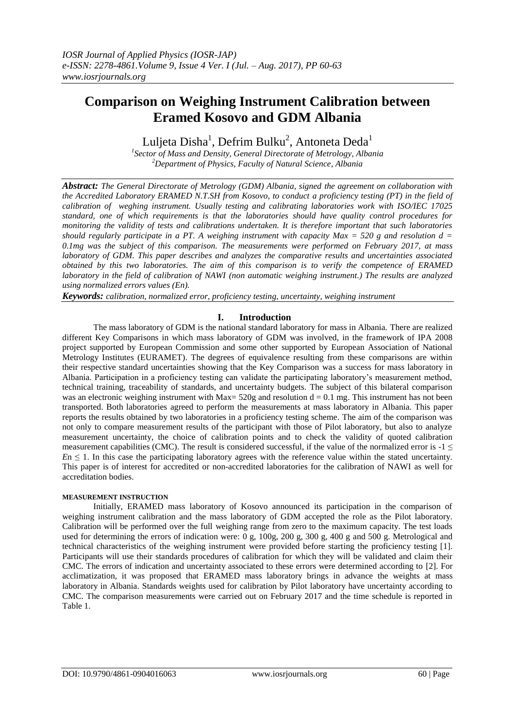# Comparison on Weighing Instrument Calibration between Eramed Kosovo and GDM Albania

Luljeta Disha[1], Defrim Bulku[2], Antoneta Deda[1]

[1]*Sector of Mass and Density, General Directorate of Metrology, Albania*
[2]*Department of Physics, Faculty of Natural Science, Albania*

***Abstract:*** *The General Directorate of Metrology (GDM) Albania, signed the agreement on collaboration with the Accredited Laboratory ERAMED N.T.SH from Kosovo, to conduct a proficiency testing (PT) in the field of calibration of weghing instrument. Usually testing and calibrating laboratories work with ISO/IEC 17025 standard, one of which requirements is that the laboratories should have quality control procedures for monitoring the validity of tests and calibrations undertaken. It is therefore important that such laboratories should regularly participate in a PT. A weighing instrument with capacity Max = 520 g and resolution d = 0.1mg was the subject of this comparison. The measurements were performed on February 2017, at mass laboratory of GDM. This paper describes and analyzes the comparative results and uncertainties associated obtained by this two laboratories. The aim of this comparison is to verify the competence of ERAMED laboratory in the field of calibration of NAWI (non automatic weighing instrument.) The results are analyzed using normalized errors values (En).*

***Keywords:*** *calibration, normalized error, proficiency testing, uncertainty, weighing instrument*

## I. Introduction

The mass laboratory of GDM is the national standard laboratory for mass in Albania. There are realized different Key Comparisons in which mass laboratory of GDM was involved, in the framework of IPA 2008 project supported by European Commission and some other supported by European Association of National Metrology Institutes (EURAMET). The degrees of equivalence resulting from these comparisons are within their respective standard uncertainties showing that the Key Comparison was a success for mass laboratory in Albania. Participation in a proficiency testing can validate the participating laboratory's measurement method, technical training, traceability of standards, and uncertainty budgets. The subject of this bilateral comparison was an electronic weighing instrument with Max= 520g and resolution d = 0.1 mg. This instrument has not been transported. Both laboratories agreed to perform the measurements at mass laboratory in Albania. This paper reports the results obtained by two laboratories in a proficiency testing scheme. The aim of the comparison was not only to compare measurement results of the participant with those of Pilot laboratory, but also to analyze measurement uncertainty, the choice of calibration points and to check the validity of quoted calibration measurement capabilities (CMC). The result is considered successful, if the value of the normalized error is $-1 \leq E_n \leq 1$. In this case the participating laboratory agrees with the reference value within the stated uncertainty. This paper is of interest for accredited or non-accredited laboratories for the calibration of NAWI as well for accreditation bodies.

#### MEASUREMENT INSTRUCTION

Initially, ERAMED mass laboratory of Kosovo announced its participation in the comparison of weighing instrument calibration and the mass laboratory of GDM accepted the role as the Pilot laboratory. Calibration will be performed over the full weighing range from zero to the maximum capacity. The test loads used for determining the errors of indication were: 0 g, 100g, 200 g, 300 g, 400 g and 500 g. Metrological and technical characteristics of the weighing instrument were provided before starting the proficiency testing [1]. Participants will use their standards procedures of calibration for which they will be validated and claim their CMC. The errors of indication and uncertainty associated to these errors were determined according to [2]. For acclimatization, it was proposed that ERAMED mass laboratory brings in advance the weights at mass laboratory in Albania. Standards weights used for calibration by Pilot laboratory have uncertainty according to CMC. The comparison measurements were carried out on February 2017 and the time schedule is reported in Table 1.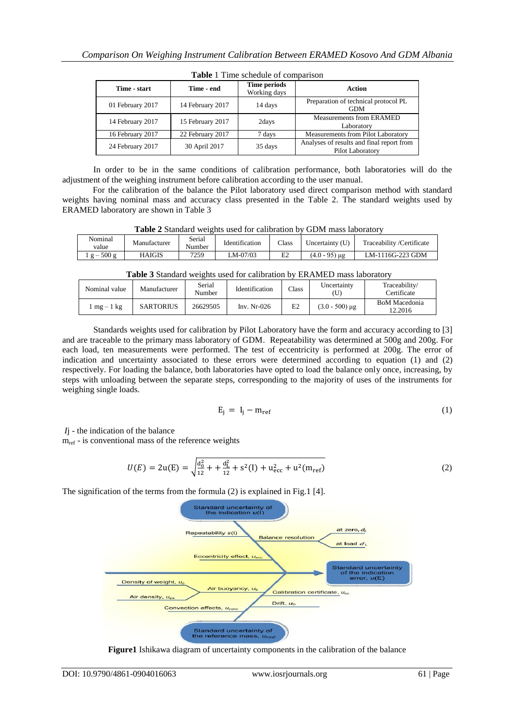**Table 1** Time schedule of comparison

| Time - start | Time - end | Time periods Working days | Action |
|---|---|---|---|
| 01 February 2017 | 14 February 2017 | 14 days | Preparation of technical protocol PL GDM |
| 14 February 2017 | 15 February 2017 | 2days | Measurements from ERAMED Laboratory |
| 16 February 2017 | 22 February 2017 | 7 days | Measurements from Pilot Laboratory |
| 24 February 2017 | 30 April 2017 | 35 days | Analyses of results and final report from Pilot Laboratory |

In order to be in the same conditions of calibration performance, both laboratories will do the adjustment of the weighing instrument before calibration according to the user manual.

For the calibration of the balance the Pilot laboratory used direct comparison method with standard weights having nominal mass and accuracy class presented in the Table 2. The standard weights used by ERAMED laboratory are shown in Table 3

**Table 2** Standard weights used for calibration by GDM mass laboratory

| Nominal value | Manufacturer | Serial Number | Identification | Class | Uncertainty (U) | Traceability /Certificate |
|---|---|---|---|---|---|---|
| 1 g – 500 g | HAIGIS | 7259 | LM-07/03 | E2 | (4.0 - 95) μg | LM-1116G-223 GDM |

**Table 3** Standard weights used for calibration by ERAMED mass laboratory

| Nominal value | Manufacturer | Serial Number | Identification | Class | Uncertainty (U) | Traceability/ Certificate |
|---|---|---|---|---|---|---|
| 1 mg – 1 kg | SARTORIUS | 26629505 | Inv. Nr-026 | E2 | (3.0 - 500) μg | BoM Macedonia 12.2016 |

Standards weights used for calibration by Pilot Laboratory have the form and accuracy according to [3] and are traceable to the primary mass laboratory of GDM. Repeatability was determined at 500g and 200g. For each load, ten measurements were performed. The test of eccentricity is performed at 200g. The error of indication and uncertainty associated to these errors were determined according to equation (1) and (2) respectively. For loading the balance, both laboratories have opted to load the balance only once, increasing, by steps with unloading between the separate steps, corresponding to the majority of uses of the instruments for weighing single loads.

$$E_j = I_j - m_{ref} \tag{1}$$

$I_j$ - the indication of the balance
$m_{ref}$ - is conventional mass of the reference weights

$$U(E) = 2u(E) = \sqrt{\frac{d_0^2}{12} + + \frac{d_L^2}{12} + s^2(I) + u_{ecc}^2 + u^2(m_{ref})} \tag{2}$$

The signification of the terms from the formula (2) is explained in Fig.1 [4].

**Figure1** Ishikawa diagram of uncertainty components in the calibration of the balance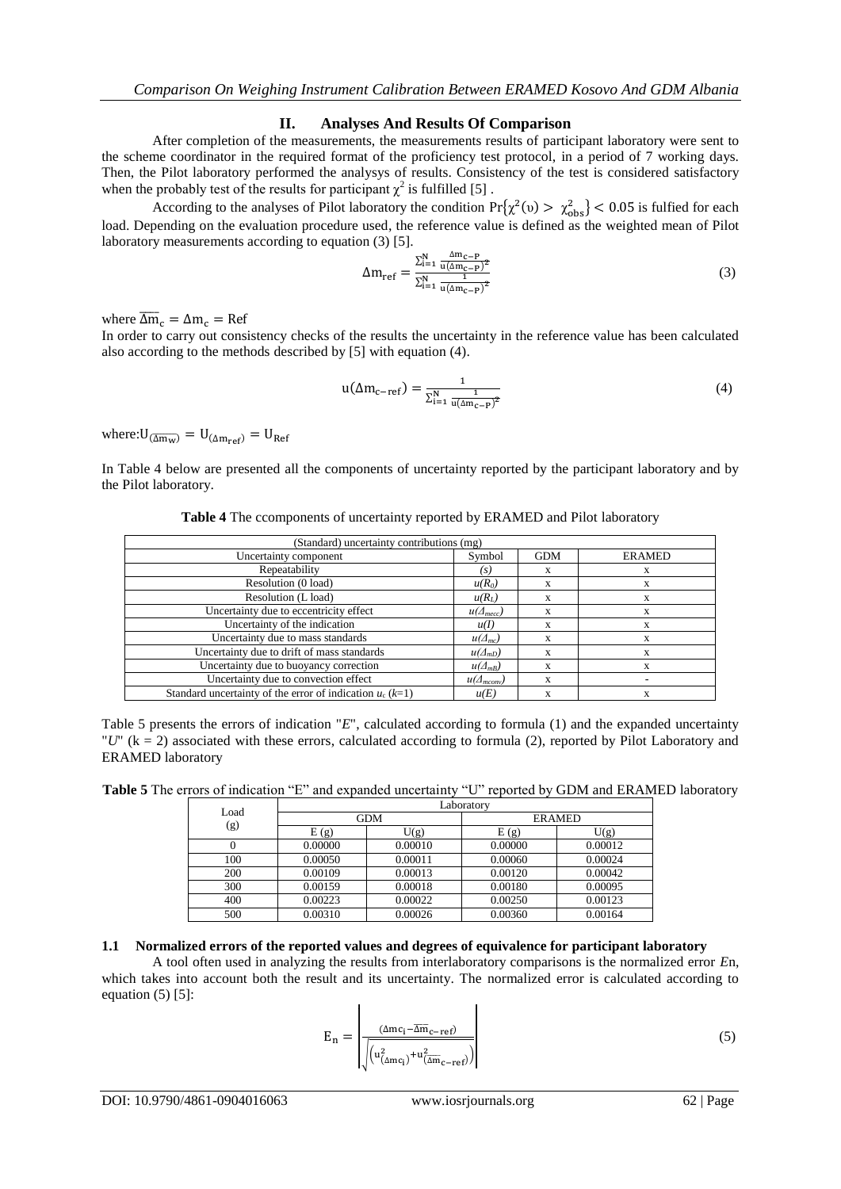## II. Analyses And Results Of Comparison

After completion of the measurements, the measurements results of participant laboratory were sent to the scheme coordinator in the required format of the proficiency test protocol, in a period of 7 working days. Then, the Pilot laboratory performed the analysys of results. Consistency of the test is considered satisfactory when the probably test of the results for participant $\chi^2$ is fulfilled [5] .

According to the analyses of Pilot laboratory the condition $\Pr\{\chi^2(\upsilon) > \chi^2_{obs}\} < 0.05$ is fulfied for each load. Depending on the evaluation procedure used, the reference value is defined as the weighted mean of Pilot laboratory measurements according to equation (3) [5].

$$\Delta m_{ref} = \frac{\sum_{i=1}^{N} \frac{\Delta m_{c-P}}{u(\Delta m_{c-P})^2}}{\sum_{i=1}^{N} \frac{1}{u(\Delta m_{c-P})^2}} \tag{3}$$

where $\overline{\Delta m}_c = \Delta m_c = \text{Ref}$

In order to carry out consistency checks of the results the uncertainty in the reference value has been calculated also according to the methods described by [5] with equation (4).

$$u(\Delta m_{c-ref}) = \frac{1}{\sum_{i=1}^{N} \frac{1}{u(\Delta m_{c-P})^2}} \tag{4}$$

where: $U_{(\overline{\Delta m_w})} = U_{(\Delta m_{ref})} = U_{Ref}$

In Table 4 below are presented all the components of uncertainty reported by the participant laboratory and by the Pilot laboratory.

**Table 4** The ccomponents of uncertainty reported by ERAMED and Pilot laboratory

| (Standard) uncertainty contributions (mg) | | | |
|---|---|---|---|
| Uncertainty component | Symbol | GDM | ERAMED |
| Repeatability | $(s)$ | x | x |
| Resolution (0 load) | $u(R_0)$ | x | x |
| Resolution (L load) | $u(R_L)$ | x | x |
| Uncertainty due to eccentricity effect | $u(\Delta_{mecc})$ | x | x |
| Uncertainty of the indication | $u(I)$ | x | x |
| Uncertainty due to mass standards | $u(\Delta_{mc})$ | x | x |
| Uncertainty due to drift of mass standards | $u(\Delta_{mD})$ | x | x |
| Uncertainty due to buoyancy correction | $u(\Delta_{mB})$ | x | x |
| Uncertainty due to convection effect | $u(\Delta_{mconv})$ | x | - |
| Standard uncertainty of the error of indication $u_c$ ($k$=1) | $u(E)$ | x | x |

Table 5 presents the errors of indication "*E*", calculated according to formula (1) and the expanded uncertainty "*U*" (k = 2) associated with these errors, calculated according to formula (2), reported by Pilot Laboratory and ERAMED laboratory

**Table 5** The errors of indication "E" and expanded uncertainty "U" reported by GDM and ERAMED laboratory

| Load (g) | Laboratory | | | |
|---|---|---|---|---|
| | GDM | | ERAMED | |
| | E (g) | U(g) | E (g) | U(g) |
| 0 | 0.00000 | 0.00010 | 0.00000 | 0.00012 |
| 100 | 0.00050 | 0.00011 | 0.00060 | 0.00024 |
| 200 | 0.00109 | 0.00013 | 0.00120 | 0.00042 |
| 300 | 0.00159 | 0.00018 | 0.00180 | 0.00095 |
| 400 | 0.00223 | 0.00022 | 0.00250 | 0.00123 |
| 500 | 0.00310 | 0.00026 | 0.00360 | 0.00164 |

### 1.1 Normalized errors of the reported values and degrees of equivalence for participant laboratory

A tool often used in analyzing the results from interlaboratory comparisons is the normalized error *E*n, which takes into account both the result and its uncertainty. The normalized error is calculated according to equation (5) [5]:

$$E_n = \left| \frac{(\Delta m c_i - \overline{\Delta m}_{c-ref})}{\sqrt{\left(u^2_{(\Delta m c_i)} + u^2_{(\overline{\Delta m}_{c-ref})}\right)}} \right| \tag{5}$$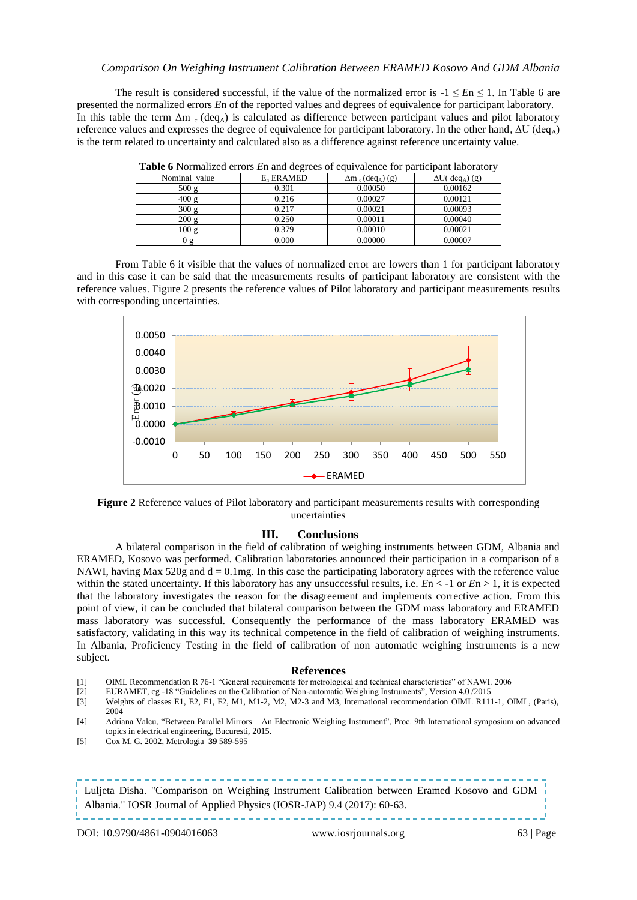The result is considered successful, if the value of the normalized error is $-1 \leq En \leq 1$. In Table 6 are presented the normalized errors *En* of the reported values and degrees of equivalence for participant laboratory. In this table the term $\Delta m_c$ ($deq_A$) is calculated as difference between participant values and pilot laboratory reference values and expresses the degree of equivalence for participant laboratory. In the other hand, $\Delta U$ ($deq_A$) is the term related to uncertainty and calculated also as a difference against reference uncertainty value.

**Table 6** Normalized errors *E*n and degrees of equivalence for participant laboratory

| Nominal value | $E_n$ ERAMED | $\Delta m_c (deq_A)$ (g) | $\Delta U(deq_A)$ (g) |
|---|---|---|---|
| 500 g | 0.301 | 0.00050 | 0.00162 |
| 400 g | 0.216 | 0.00027 | 0.00121 |
| 300 g | 0.217 | 0.00021 | 0.00093 |
| 200 g | 0.250 | 0.00011 | 0.00040 |
| 100 g | 0.379 | 0.00010 | 0.00021 |
| 0 g | 0.000 | 0.00000 | 0.00007 |

From Table 6 it visible that the values of normalized error are lowers than 1 for participant laboratory and in this case it can be said that the measurements results of participant laboratory are consistent with the reference values. Figure 2 presents the reference values of Pilot laboratory and participant measurements results with corresponding uncertainties.

0.0050
0.0040
0.0030
0.0020
0.0010
0.0000
-0.0010
Error (g)
0 50 100 150 200 250 300 350 400 450 500 550
ERAMED

**Figure 2** Reference values of Pilot laboratory and participant measurements results with corresponding uncertainties

## III. Conclusions

A bilateral comparison in the field of calibration of weighing instruments between GDM, Albania and ERAMED, Kosovo was performed. Calibration laboratories announced their participation in a comparison of a NAWI, having Max 520g and d = 0.1mg. In this case the participating laboratory agrees with the reference value within the stated uncertainty. If this laboratory has any unsuccessful results, i.e. $En < -1$ or $En > 1$, it is expected that the laboratory investigates the reason for the disagreement and implements corrective action. From this point of view, it can be concluded that bilateral comparison between the GDM mass laboratory and ERAMED mass laboratory was successful. Consequently the performance of the mass laboratory ERAMED was satisfactory, validating in this way its technical competence in the field of calibration of weighing instruments. In Albania, Proficiency Testing in the field of calibration of non automatic weighing instruments is a new subject.

## References

[1] OIML Recommendation R 76-1 "General requirements for metrological and technical characteristics" of NAWI. 2006
[2] EURAMET, cg -18 "Guidelines on the Calibration of Non-automatic Weighing Instruments", Version 4.0 /2015
[3] Weights of classes E1, E2, F1, F2, M1, M1-2, M2, M2-3 and M3, International recommendation OIML R111-1, OIML, (Paris), 2004
[4] Adriana Valcu, "Between Parallel Mirrors – An Electronic Weighing Instrument", Proc. 9th International symposium on advanced topics in electrical engineering, Bucuresti, 2015.
[5] Cox M. G. 2002, Metrologia **39** 589-595

Luljeta Disha. "Comparison on Weighing Instrument Calibration between Eramed Kosovo and GDM Albania." IOSR Journal of Applied Physics (IOSR-JAP) 9.4 (2017): 60-63.